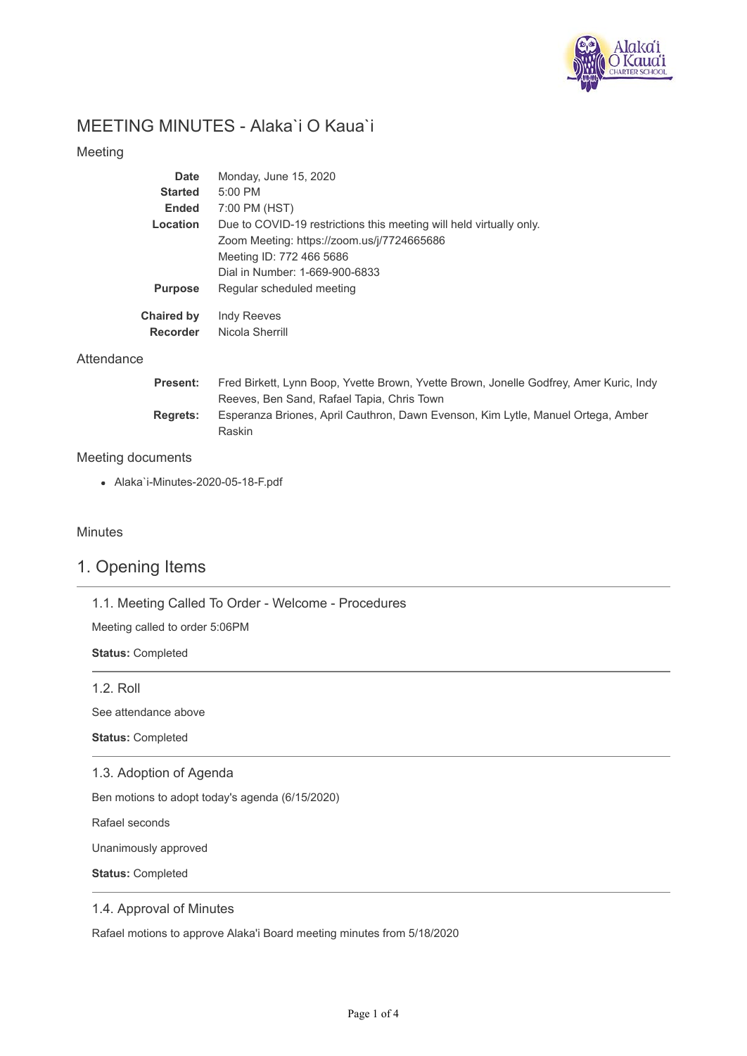# MEETING MINUTES - Alaka`i O Kaua`i

## Meeting

**Date** Monday, June 15, 2020
**Started** 5:00 PM
**Ended** 7:00 PM (HST)
**Location** Due to COVID-19 restrictions this meeting will held virtually only.
Zoom Meeting: https://zoom.us/j/7724665686
Meeting ID: 772 466 5686
Dial in Number: 1-669-900-6833
**Purpose** Regular scheduled meeting

**Chaired by** Indy Reeves
**Recorder** Nicola Sherrill

## Attendance

**Present:** Fred Birkett, Lynn Boop, Yvette Brown, Yvette Brown, Jonelle Godfrey, Amer Kuric, Indy Reeves, Ben Sand, Rafael Tapia, Chris Town
**Regrets:** Esperanza Briones, April Cauthron, Dawn Evenson, Kim Lytle, Manuel Ortega, Amber Raskin

## Meeting documents

- Alaka`i-Minutes-2020-05-18-F.pdf

## Minutes

# 1. Opening Items

### 1.1. Meeting Called To Order - Welcome - Procedures

Meeting called to order 5:06PM

**Status:** Completed

### 1.2. Roll

See attendance above

**Status:** Completed

### 1.3. Adoption of Agenda

Ben motions to adopt today's agenda (6/15/2020)

Rafael seconds

Unanimously approved

**Status:** Completed

### 1.4. Approval of Minutes

Rafael motions to approve Alaka'i Board meeting minutes from 5/18/2020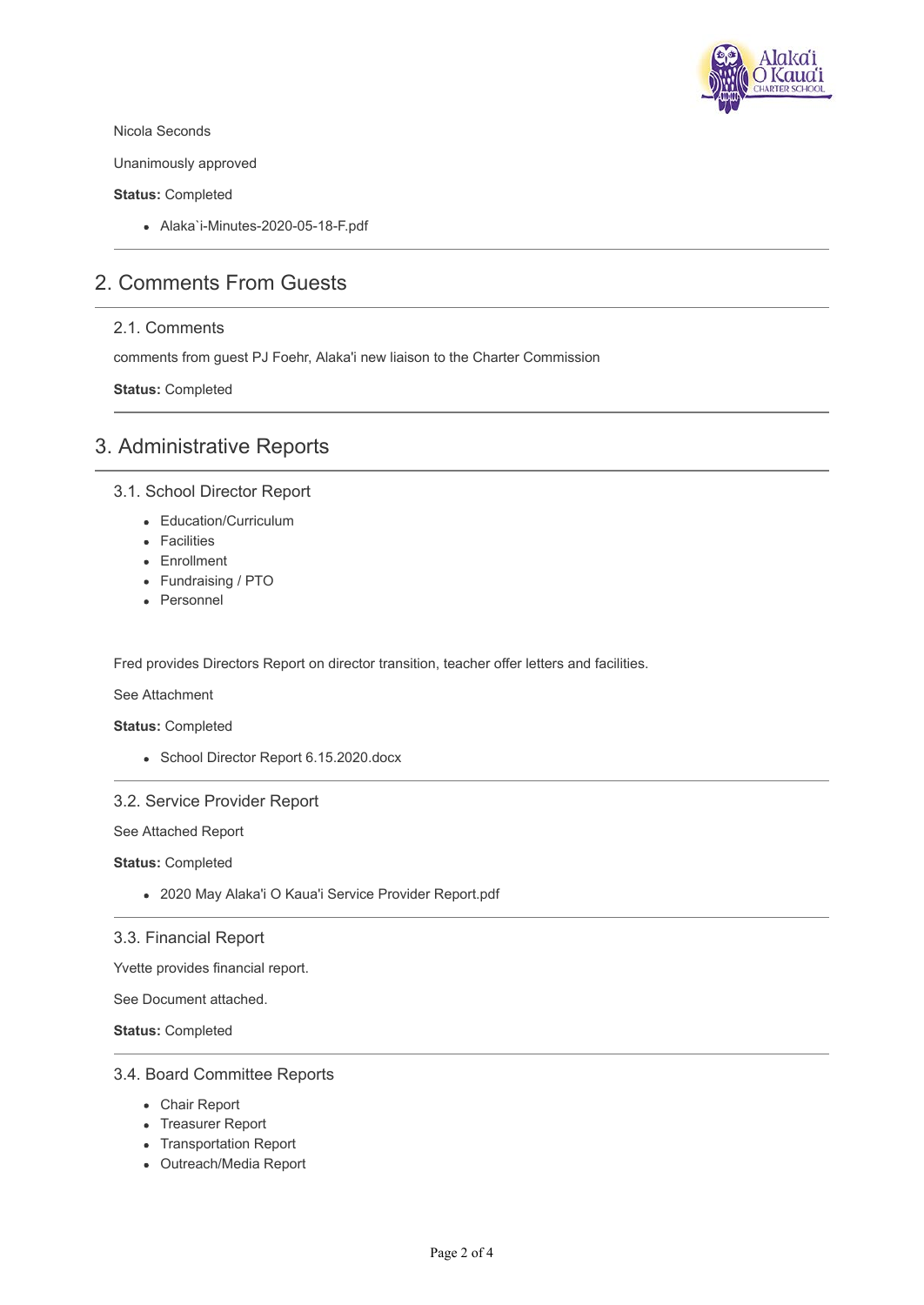Nicola Seconds

Unanimously approved

**Status:** Completed

- Alaka`i-Minutes-2020-05-18-F.pdf

---

## 2. Comments From Guests

### 2.1. Comments

comments from guest PJ Foehr, Alaka'i new liaison to the Charter Commission

**Status:** Completed

---

## 3. Administrative Reports

### 3.1. School Director Report

- Education/Curriculum
- Facilities
- Enrollment
- Fundraising / PTO
- Personnel

Fred provides Directors Report on director transition, teacher offer letters and facilities.

See Attachment

**Status:** Completed

- School Director Report 6.15.2020.docx

---

### 3.2. Service Provider Report

See Attached Report

**Status:** Completed

- 2020 May Alaka'i O Kaua'i Service Provider Report.pdf

---

### 3.3. Financial Report

Yvette provides financial report.

See Document attached.

**Status:** Completed

---

### 3.4. Board Committee Reports

- Chair Report
- Treasurer Report
- Transportation Report
- Outreach/Media Report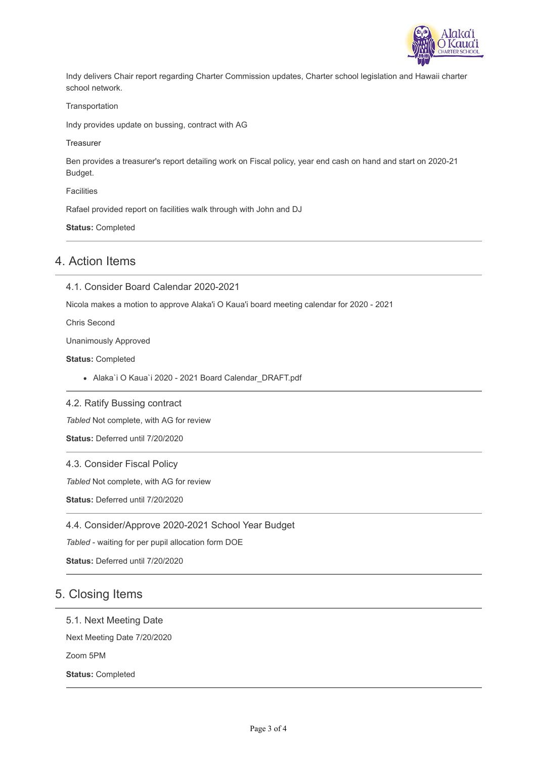Indy delivers Chair report regarding Charter Commission updates, Charter school legislation and Hawaii charter school network.

Transportation

Indy provides update on bussing, contract with AG

Treasurer

Ben provides a treasurer's report detailing work on Fiscal policy, year end cash on hand and start on 2020-21 Budget.

Facilities

Rafael provided report on facilities walk through with John and DJ

**Status:** Completed

## 4. Action Items

### 4.1. Consider Board Calendar 2020-2021

Nicola makes a motion to approve Alaka'i O Kaua'i board meeting calendar for 2020 - 2021

Chris Second

Unanimously Approved

**Status:** Completed

- Alaka`i O Kaua`i 2020 - 2021 Board Calendar_DRAFT.pdf

### 4.2. Ratify Bussing contract

*Tabled* Not complete, with AG for review

**Status:** Deferred until 7/20/2020

### 4.3. Consider Fiscal Policy

*Tabled* Not complete, with AG for review

**Status:** Deferred until 7/20/2020

### 4.4. Consider/Approve 2020-2021 School Year Budget

*Tabled* - waiting for per pupil allocation form DOE

**Status:** Deferred until 7/20/2020

## 5. Closing Items

### 5.1. Next Meeting Date

Next Meeting Date 7/20/2020

Zoom 5PM

**Status:** Completed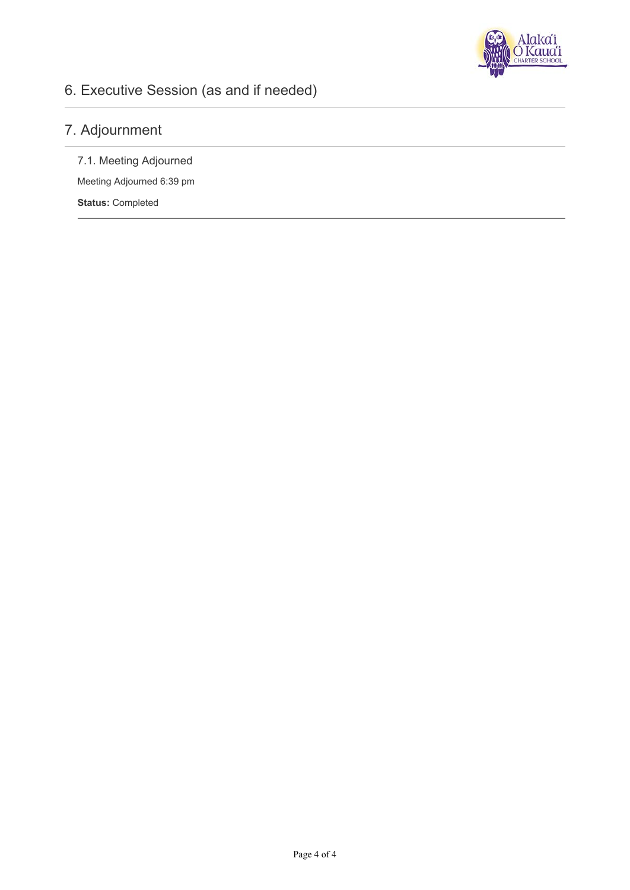## 6. Executive Session (as and if needed)

## 7. Adjournment

### 7.1. Meeting Adjourned

Meeting Adjourned 6:39 pm

**Status:** Completed